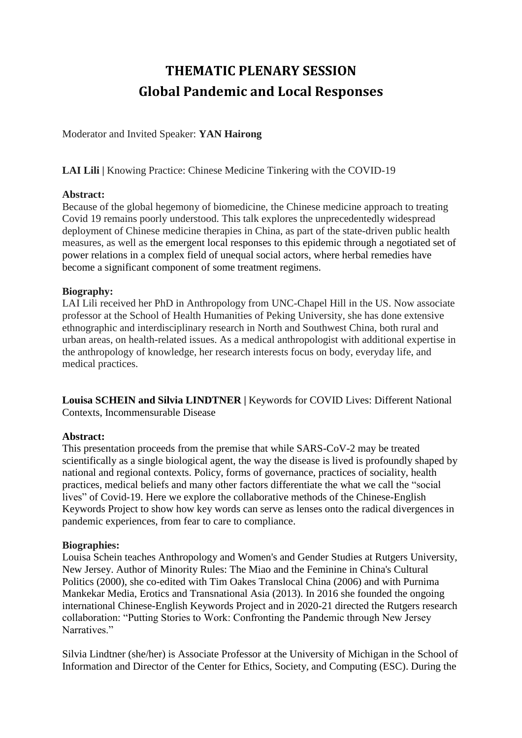# THEMATIC PLENARY SESSION
# Global Pandemic and Local Responses

Moderator and Invited Speaker: **YAN Hairong**

**LAI Lili |** Knowing Practice: Chinese Medicine Tinkering with the COVID-19

**Abstract:**
Because of the global hegemony of biomedicine, the Chinese medicine approach to treating Covid 19 remains poorly understood. This talk explores the unprecedentedly widespread deployment of Chinese medicine therapies in China, as part of the state-driven public health measures, as well as the emergent local responses to this epidemic through a negotiated set of power relations in a complex field of unequal social actors, where herbal remedies have become a significant component of some treatment regimens.

**Biography:**
LAI Lili received her PhD in Anthropology from UNC-Chapel Hill in the US. Now associate professor at the School of Health Humanities of Peking University, she has done extensive ethnographic and interdisciplinary research in North and Southwest China, both rural and urban areas, on health-related issues. As a medical anthropologist with additional expertise in the anthropology of knowledge, her research interests focus on body, everyday life, and medical practices.

**Louisa SCHEIN and Silvia LINDTNER |** Keywords for COVID Lives: Different National Contexts, Incommensurable Disease

**Abstract:**
This presentation proceeds from the premise that while SARS-CoV-2 may be treated scientifically as a single biological agent, the way the disease is lived is profoundly shaped by national and regional contexts. Policy, forms of governance, practices of sociality, health practices, medical beliefs and many other factors differentiate the what we call the "social lives" of Covid-19. Here we explore the collaborative methods of the Chinese-English Keywords Project to show how key words can serve as lenses onto the radical divergences in pandemic experiences, from fear to care to compliance.

**Biographies:**
Louisa Schein teaches Anthropology and Women's and Gender Studies at Rutgers University, New Jersey. Author of Minority Rules: The Miao and the Feminine in China's Cultural Politics (2000), she co-edited with Tim Oakes Translocal China (2006) and with Purnima Mankekar Media, Erotics and Transnational Asia (2013). In 2016 she founded the ongoing international Chinese-English Keywords Project and in 2020-21 directed the Rutgers research collaboration: "Putting Stories to Work: Confronting the Pandemic through New Jersey Narratives."

Silvia Lindtner (she/her) is Associate Professor at the University of Michigan in the School of Information and Director of the Center for Ethics, Society, and Computing (ESC). During the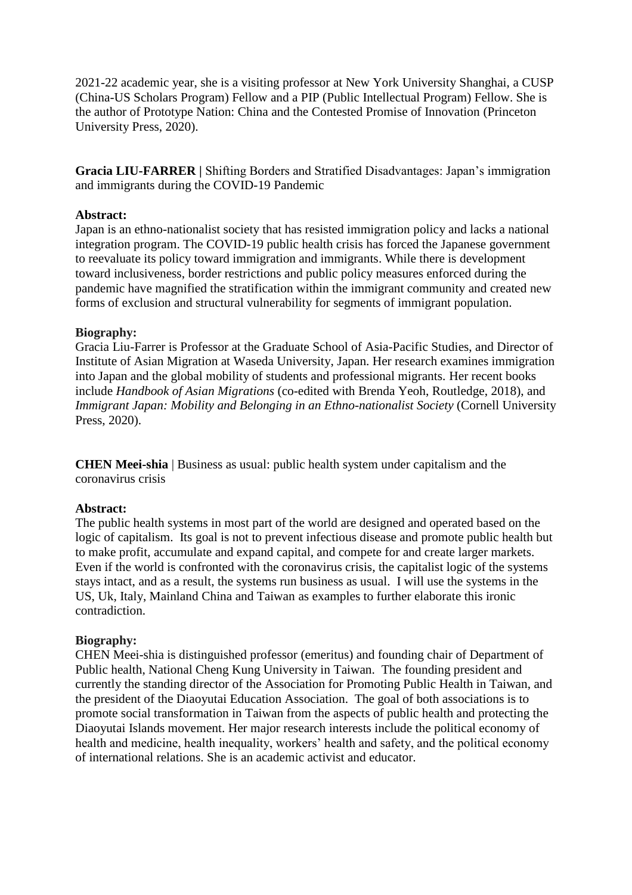2021-22 academic year, she is a visiting professor at New York University Shanghai, a CUSP (China-US Scholars Program) Fellow and a PIP (Public Intellectual Program) Fellow. She is the author of Prototype Nation: China and the Contested Promise of Innovation (Princeton University Press, 2020).

**Gracia LIU-FARRER |** Shifting Borders and Stratified Disadvantages: Japan's immigration and immigrants during the COVID-19 Pandemic

**Abstract:**
Japan is an ethno-nationalist society that has resisted immigration policy and lacks a national integration program. The COVID-19 public health crisis has forced the Japanese government to reevaluate its policy toward immigration and immigrants. While there is development toward inclusiveness, border restrictions and public policy measures enforced during the pandemic have magnified the stratification within the immigrant community and created new forms of exclusion and structural vulnerability for segments of immigrant population.

**Biography:**
Gracia Liu-Farrer is Professor at the Graduate School of Asia-Pacific Studies, and Director of Institute of Asian Migration at Waseda University, Japan. Her research examines immigration into Japan and the global mobility of students and professional migrants. Her recent books include *Handbook of Asian Migrations* (co-edited with Brenda Yeoh, Routledge, 2018), and *Immigrant Japan: Mobility and Belonging in an Ethno-nationalist Society* (Cornell University Press, 2020).

**CHEN Meei-shia** | Business as usual: public health system under capitalism and the coronavirus crisis

**Abstract:**
The public health systems in most part of the world are designed and operated based on the logic of capitalism. Its goal is not to prevent infectious disease and promote public health but to make profit, accumulate and expand capital, and compete for and create larger markets. Even if the world is confronted with the coronavirus crisis, the capitalist logic of the systems stays intact, and as a result, the systems run business as usual. I will use the systems in the US, Uk, Italy, Mainland China and Taiwan as examples to further elaborate this ironic contradiction.

**Biography:**
CHEN Meei-shia is distinguished professor (emeritus) and founding chair of Department of Public health, National Cheng Kung University in Taiwan. The founding president and currently the standing director of the Association for Promoting Public Health in Taiwan, and the president of the Diaoyutai Education Association. The goal of both associations is to promote social transformation in Taiwan from the aspects of public health and protecting the Diaoyutai Islands movement. Her major research interests include the political economy of health and medicine, health inequality, workers' health and safety, and the political economy of international relations. She is an academic activist and educator.